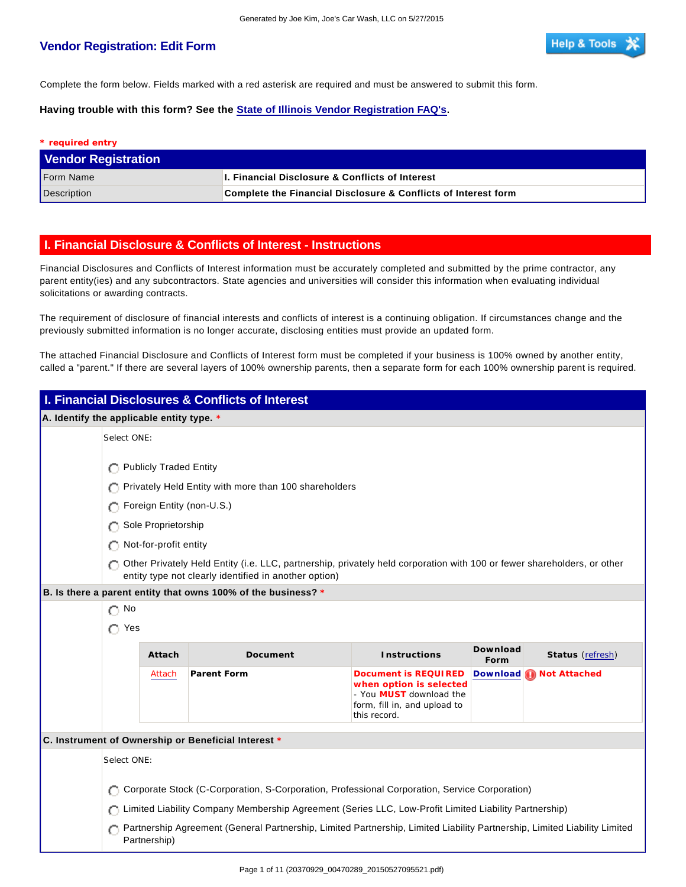# Vendor Registration: Edit Form

Complete the form below. Fields marked with a red asterisk are required and must be answered to submit this form.

**Having trouble with this form? See the State of Illinois Vendor Registration FAQ's.**

**\* required entry**

| Vendor Registration | |
|---|---|
| Form Name | **I. Financial Disclosure & Conflicts of Interest** |
| Description | **Complete the Financial Disclosure & Conflicts of Interest form** |

## I. Financial Disclosure & Conflicts of Interest - Instructions

Financial Disclosures and Conflicts of Interest information must be accurately completed and submitted by the prime contractor, any parent entity(ies) and any subcontractors. State agencies and universities will consider this information when evaluating individual solicitations or awarding contracts.

The requirement of disclosure of financial interests and conflicts of interest is a continuing obligation. If circumstances change and the previously submitted information is no longer accurate, disclosing entities must provide an updated form.

The attached Financial Disclosure and Conflicts of Interest form must be completed if your business is 100% owned by another entity, called a "parent." If there are several layers of 100% ownership parents, then a separate form for each 100% ownership parent is required.

## I. Financial Disclosures & Conflicts of Interest

**A. Identify the applicable entity type. \***

Select ONE:

- ◯ Publicly Traded Entity
- ◯ Privately Held Entity with more than 100 shareholders
- ◯ Foreign Entity (non-U.S.)
- ◯ Sole Proprietorship
- ◯ Not-for-profit entity
- ◯ Other Privately Held Entity (i.e. LLC, partnership, privately held corporation with 100 or fewer shareholders, or other entity type not clearly identified in another option)

**B. Is there a parent entity that owns 100% of the business? \***

- ◯ No
- ◯ Yes

| Attach | Document | Instructions | Download Form | Status (refresh) |
|---|---|---|---|---|
| Attach | **Parent Form** | **Document is REQUIRED when option is selected** - You **MUST** download the form, fill in, and upload to this record. | **Download** | **Not Attached** |

**C. Instrument of Ownership or Beneficial Interest \***

Select ONE:

- ◯ Corporate Stock (C-Corporation, S-Corporation, Professional Corporation, Service Corporation)
- ◯ Limited Liability Company Membership Agreement (Series LLC, Low-Profit Limited Liability Partnership)
- ◯ Partnership Agreement (General Partnership, Limited Partnership, Limited Liability Partnership, Limited Liability Limited Partnership)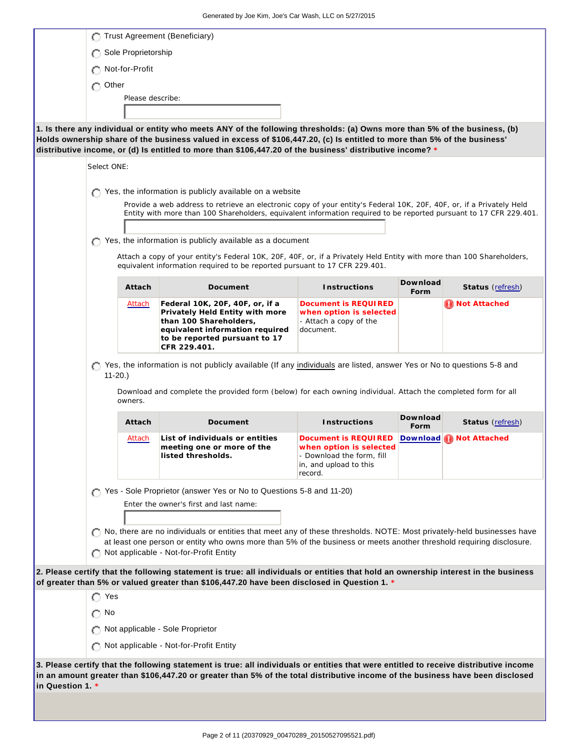- ○ Trust Agreement (Beneficiary)
- ○ Sole Proprietorship
- ○ Not-for-Profit
- ○ Other

  Please describe:

**1. Is there any individual or entity who meets ANY of the following thresholds: (a) Owns more than 5% of the business, (b) Holds ownership share of the business valued in excess of $106,447.20, (c) Is entitled to more than 5% of the business' distributive income, or (d) Is entitled to more than $106,447.20 of the business' distributive income? ***

Select ONE:

○ Yes, the information is publicly available on a website

Provide a web address to retrieve an electronic copy of your entity's Federal 10K, 20F, 40F, or, if a Privately Held Entity with more than 100 Shareholders, equivalent information required to be reported pursuant to 17 CFR 229.401.

○ Yes, the information is publicly available as a document

Attach a copy of your entity's Federal 10K, 20F, 40F, or, if a Privately Held Entity with more than 100 Shareholders, equivalent information required to be reported pursuant to 17 CFR 229.401.

| Attach | Document | Instructions | Download Form | Status (refresh) |
|---|---|---|---|---|
| Attach | **Federal 10K, 20F, 40F, or, if a Privately Held Entity with more than 100 Shareholders, equivalent information required to be reported pursuant to 17 CFR 229.401.** | **Document is REQUIRED when option is selected** - Attach a copy of the document. | | **Not Attached** |

○ Yes, the information is not publicly available (If any individuals are listed, answer Yes or No to questions 5-8 and 11-20.)

Download and complete the provided form (below) for each owning individual. Attach the completed form for all owners.

| Attach | Document | Instructions | Download Form | Status (refresh) |
|---|---|---|---|---|
| Attach | **List of individuals or entities meeting one or more of the listed thresholds.** | **Document is REQUIRED when option is selected** - Download the form, fill in, and upload to this record. | Download | **Not Attached** |

○ Yes - Sole Proprietor (answer Yes or No to Questions 5-8 and 11-20)

Enter the owner's first and last name:

○ No, there are no individuals or entities that meet any of these thresholds. NOTE: Most privately-held businesses have at least one person or entity who owns more than 5% of the business or meets another threshold requiring disclosure.

○ Not applicable - Not-for-Profit Entity

**2. Please certify that the following statement is true: all individuals or entities that hold an ownership interest in the business of greater than 5% or valued greater than $106,447.20 have been disclosed in Question 1. ***

- ○ Yes
- ○ No
- ○ Not applicable - Sole Proprietor
- ○ Not applicable - Not-for-Profit Entity

**3. Please certify that the following statement is true: all individuals or entities that were entitled to receive distributive income in an amount greater than $106,447.20 or greater than 5% of the total distributive income of the business have been disclosed in Question 1. ***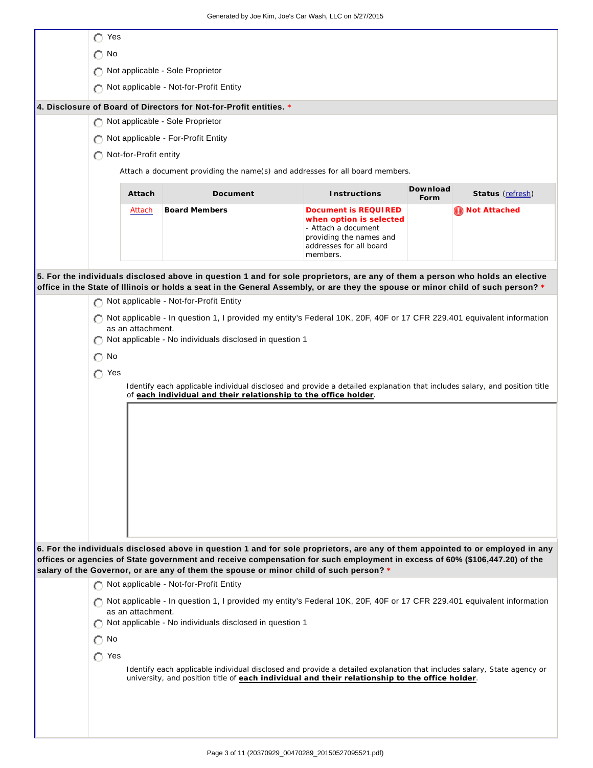- ◯ Yes
- ◯ No
- ◯ Not applicable - Sole Proprietor
- ◯ Not applicable - Not-for-Profit Entity

**4. Disclosure of Board of Directors for Not-for-Profit entities. \***

- ◯ Not applicable - Sole Proprietor
- ◯ Not applicable - For-Profit Entity
- ◯ Not-for-Profit entity

Attach a document providing the name(s) and addresses for all board members.

| Attach | Document | Instructions | Download Form | Status (refresh) |
|---|---|---|---|---|
| Attach | **Board Members** | **Document is REQUIRED when option is selected** - Attach a document providing the names and addresses for all board members. | | **Not Attached** |

**5. For the individuals disclosed above in question 1 and for sole proprietors, are any of them a person who holds an elective office in the State of Illinois or holds a seat in the General Assembly, or are they the spouse or minor child of such person? \***

- ◯ Not applicable - Not-for-Profit Entity
- ◯ Not applicable - In question 1, I provided my entity's Federal 10K, 20F, 40F or 17 CFR 229.401 equivalent information as an attachment.
- ◯ Not applicable - No individuals disclosed in question 1
- ◯ No
- ◯ Yes

Identify each applicable individual disclosed and provide a detailed explanation that includes salary, and position title of **each individual and their relationship to the office holder**.

**6. For the individuals disclosed above in question 1 and for sole proprietors, are any of them appointed to or employed in any offices or agencies of State government and receive compensation for such employment in excess of 60% ($106,447.20) of the salary of the Governor, or are any of them the spouse or minor child of such person? \***

- ◯ Not applicable - Not-for-Profit Entity
- ◯ Not applicable - In question 1, I provided my entity's Federal 10K, 20F, 40F or 17 CFR 229.401 equivalent information as an attachment.
- ◯ Not applicable - No individuals disclosed in question 1
- ◯ No
- ◯ Yes

Identify each applicable individual disclosed and provide a detailed explanation that includes salary, State agency or university, and position title of **each individual and their relationship to the office holder**.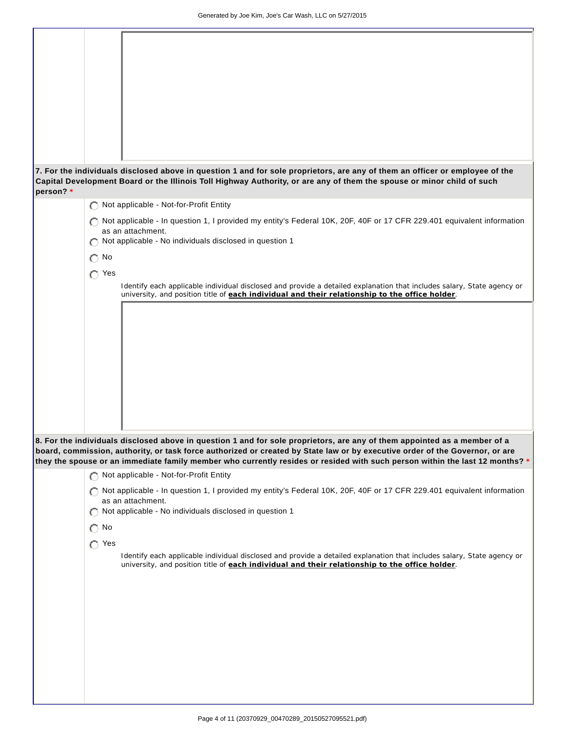**7. For the individuals disclosed above in question 1 and for sole proprietors, are any of them an officer or employee of the Capital Development Board or the Illinois Toll Highway Authority, or are any of them the spouse or minor child of such person? ***

- ◯ Not applicable - Not-for-Profit Entity
- ◯ Not applicable - In question 1, I provided my entity's Federal 10K, 20F, 40F or 17 CFR 229.401 equivalent information as an attachment.
- ◯ Not applicable - No individuals disclosed in question 1
- ◯ No
- ◯ Yes

  Identify each applicable individual disclosed and provide a detailed explanation that includes salary, State agency or university, and position title of **each individual and their relationship to the office holder**.

**8. For the individuals disclosed above in question 1 and for sole proprietors, are any of them appointed as a member of a board, commission, authority, or task force authorized or created by State law or by executive order of the Governor, or are they the spouse or an immediate family member who currently resides or resided with such person within the last 12 months? ***

- ◯ Not applicable - Not-for-Profit Entity
- ◯ Not applicable - In question 1, I provided my entity's Federal 10K, 20F, 40F or 17 CFR 229.401 equivalent information as an attachment.
- ◯ Not applicable - No individuals disclosed in question 1
- ◯ No
- ◯ Yes

  Identify each applicable individual disclosed and provide a detailed explanation that includes salary, State agency or university, and position title of **each individual and their relationship to the office holder**.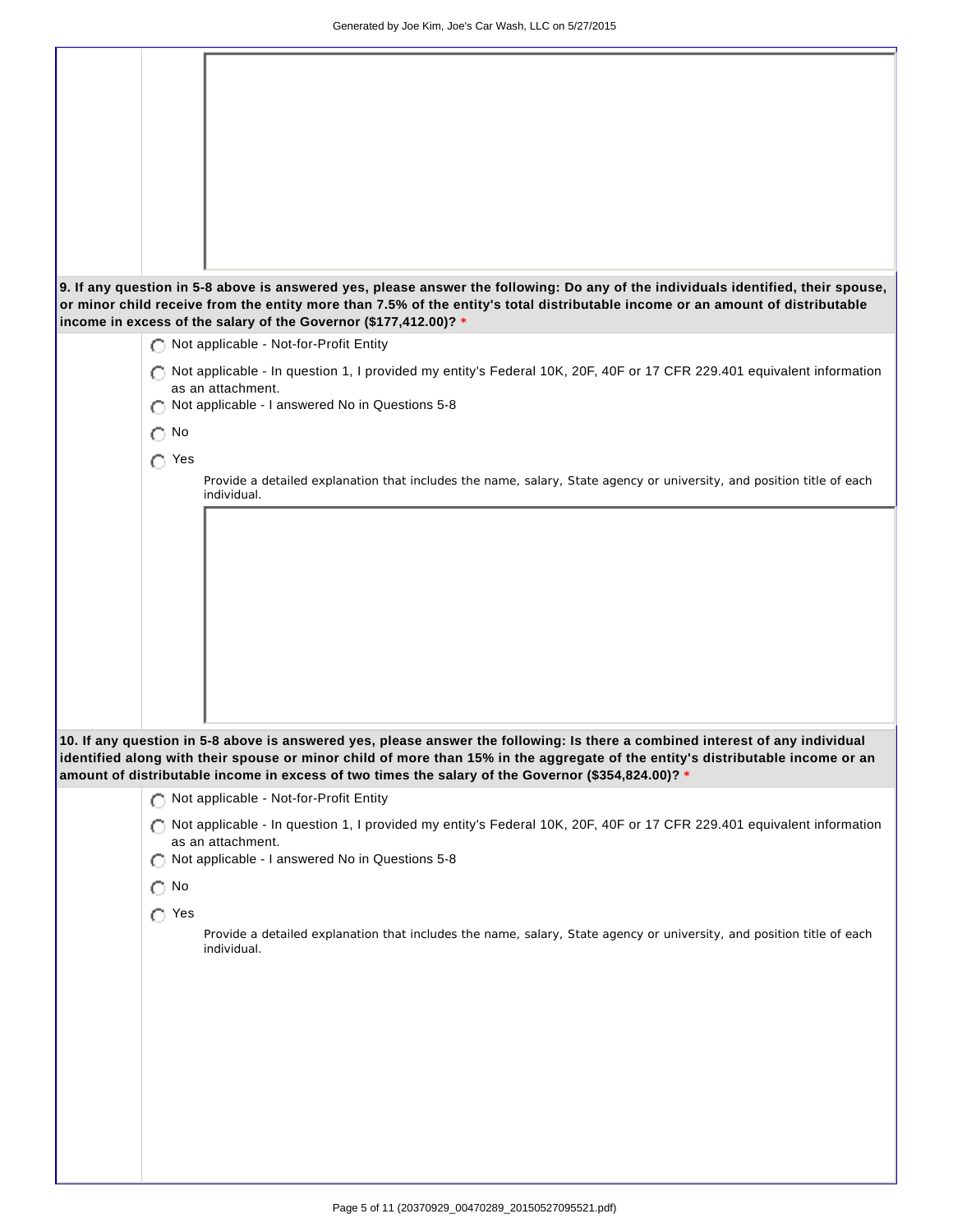**9. If any question in 5-8 above is answered yes, please answer the following: Do any of the individuals identified, their spouse, or minor child receive from the entity more than 7.5% of the entity's total distributable income or an amount of distributable income in excess of the salary of the Governor ($177,412.00)? \***

- ○ Not applicable - Not-for-Profit Entity
- ○ Not applicable - In question 1, I provided my entity's Federal 10K, 20F, 40F or 17 CFR 229.401 equivalent information as an attachment.
- ○ Not applicable - I answered No in Questions 5-8
- ○ No
- ○ Yes

  Provide a detailed explanation that includes the name, salary, State agency or university, and position title of each individual.

**10. If any question in 5-8 above is answered yes, please answer the following: Is there a combined interest of any individual identified along with their spouse or minor child of more than 15% in the aggregate of the entity's distributable income or an amount of distributable income in excess of two times the salary of the Governor ($354,824.00)? \***

- ○ Not applicable - Not-for-Profit Entity
- ○ Not applicable - In question 1, I provided my entity's Federal 10K, 20F, 40F or 17 CFR 229.401 equivalent information as an attachment.
- ○ Not applicable - I answered No in Questions 5-8
- ○ No
- ○ Yes

  Provide a detailed explanation that includes the name, salary, State agency or university, and position title of each individual.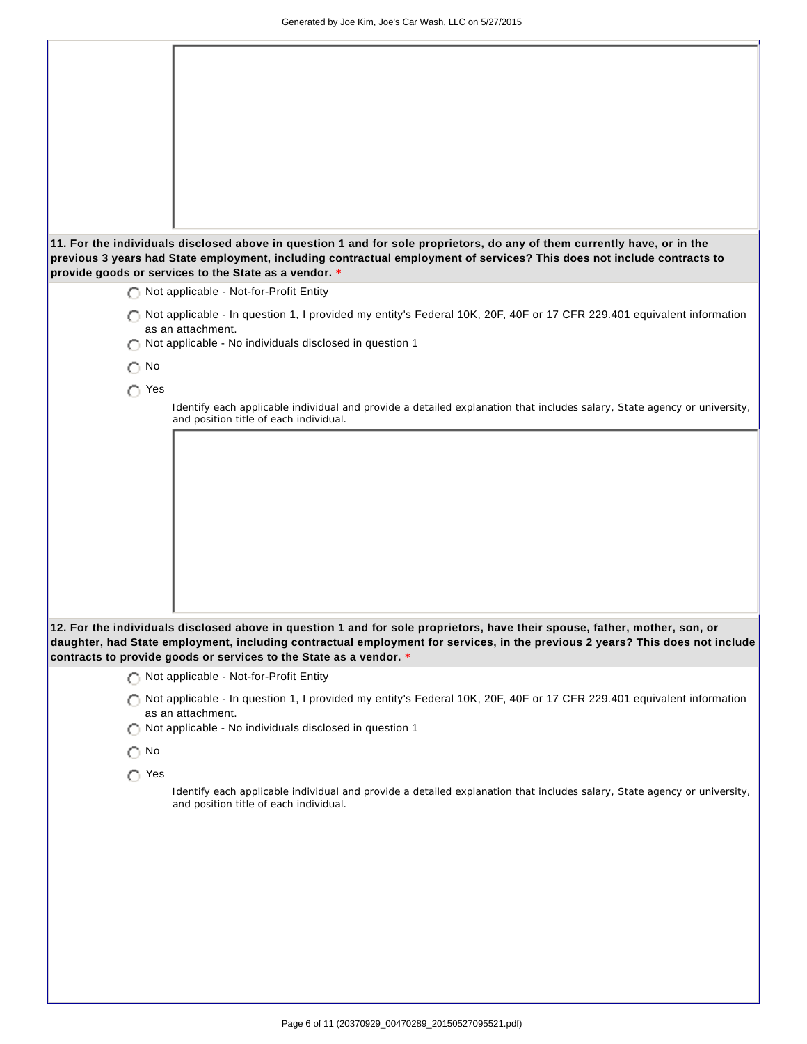**11. For the individuals disclosed above in question 1 and for sole proprietors, do any of them currently have, or in the previous 3 years had State employment, including contractual employment of services? This does not include contracts to provide goods or services to the State as a vendor. ***

- ◯ Not applicable - Not-for-Profit Entity
- ◯ Not applicable - In question 1, I provided my entity's Federal 10K, 20F, 40F or 17 CFR 229.401 equivalent information as an attachment.
- ◯ Not applicable - No individuals disclosed in question 1
- ◯ No
- ◯ Yes

  Identify each applicable individual and provide a detailed explanation that includes salary, State agency or university, and position title of each individual.

**12. For the individuals disclosed above in question 1 and for sole proprietors, have their spouse, father, mother, son, or daughter, had State employment, including contractual employment for services, in the previous 2 years? This does not include contracts to provide goods or services to the State as a vendor. ***

- ◯ Not applicable - Not-for-Profit Entity
- ◯ Not applicable - In question 1, I provided my entity's Federal 10K, 20F, 40F or 17 CFR 229.401 equivalent information as an attachment.
- ◯ Not applicable - No individuals disclosed in question 1
- ◯ No
- ◯ Yes

  Identify each applicable individual and provide a detailed explanation that includes salary, State agency or university, and position title of each individual.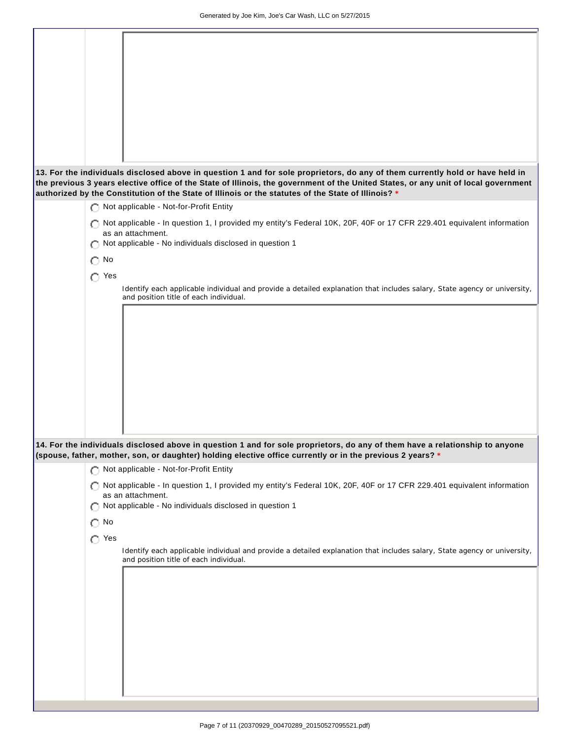**13. For the individuals disclosed above in question 1 and for sole proprietors, do any of them currently hold or have held in the previous 3 years elective office of the State of Illinois, the government of the United States, or any unit of local government authorized by the Constitution of the State of Illinois or the statutes of the State of Illinois? ***

- ○ Not applicable - Not-for-Profit Entity
- ○ Not applicable - In question 1, I provided my entity's Federal 10K, 20F, 40F or 17 CFR 229.401 equivalent information as an attachment.
- ○ Not applicable - No individuals disclosed in question 1
- ○ No
- ○ Yes

  Identify each applicable individual and provide a detailed explanation that includes salary, State agency or university, and position title of each individual.

**14. For the individuals disclosed above in question 1 and for sole proprietors, do any of them have a relationship to anyone (spouse, father, mother, son, or daughter) holding elective office currently or in the previous 2 years? ***

- ○ Not applicable - Not-for-Profit Entity
- ○ Not applicable - In question 1, I provided my entity's Federal 10K, 20F, 40F or 17 CFR 229.401 equivalent information as an attachment.
- ○ Not applicable - No individuals disclosed in question 1
- ○ No
- ○ Yes

  Identify each applicable individual and provide a detailed explanation that includes salary, State agency or university, and position title of each individual.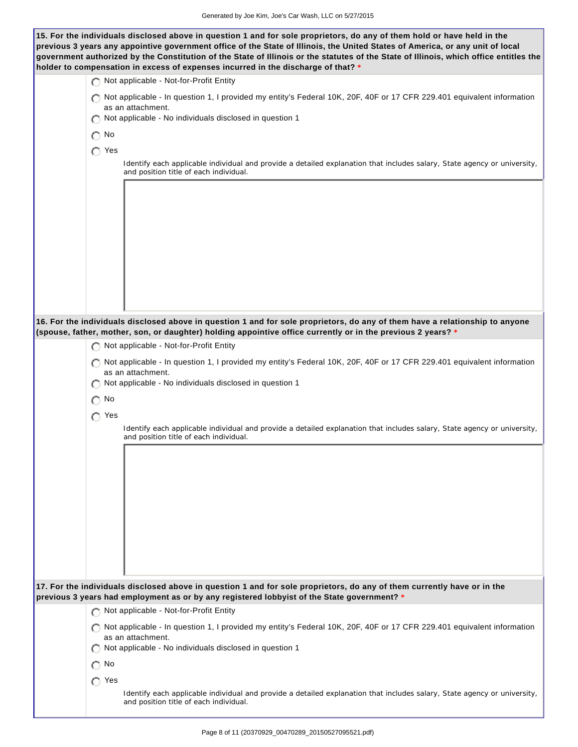**15. For the individuals disclosed above in question 1 and for sole proprietors, do any of them hold or have held in the previous 3 years any appointive government office of the State of Illinois, the United States of America, or any unit of local government authorized by the Constitution of the State of Illinois or the statutes of the State of Illinois, which office entitles the holder to compensation in excess of expenses incurred in the discharge of that? ***

- ○ Not applicable - Not-for-Profit Entity
- ○ Not applicable - In question 1, I provided my entity's Federal 10K, 20F, 40F or 17 CFR 229.401 equivalent information as an attachment.
- ○ Not applicable - No individuals disclosed in question 1
- ○ No
- ○ Yes

  Identify each applicable individual and provide a detailed explanation that includes salary, State agency or university, and position title of each individual.

**16. For the individuals disclosed above in question 1 and for sole proprietors, do any of them have a relationship to anyone (spouse, father, mother, son, or daughter) holding appointive office currently or in the previous 2 years? ***

- ○ Not applicable - Not-for-Profit Entity
- ○ Not applicable - In question 1, I provided my entity's Federal 10K, 20F, 40F or 17 CFR 229.401 equivalent information as an attachment.
- ○ Not applicable - No individuals disclosed in question 1
- ○ No
- ○ Yes

  Identify each applicable individual and provide a detailed explanation that includes salary, State agency or university, and position title of each individual.

**17. For the individuals disclosed above in question 1 and for sole proprietors, do any of them currently have or in the previous 3 years had employment as or by any registered lobbyist of the State government? ***

- ○ Not applicable - Not-for-Profit Entity
- ○ Not applicable - In question 1, I provided my entity's Federal 10K, 20F, 40F or 17 CFR 229.401 equivalent information as an attachment.
- ○ Not applicable - No individuals disclosed in question 1
- ○ No
- ○ Yes

  Identify each applicable individual and provide a detailed explanation that includes salary, State agency or university, and position title of each individual.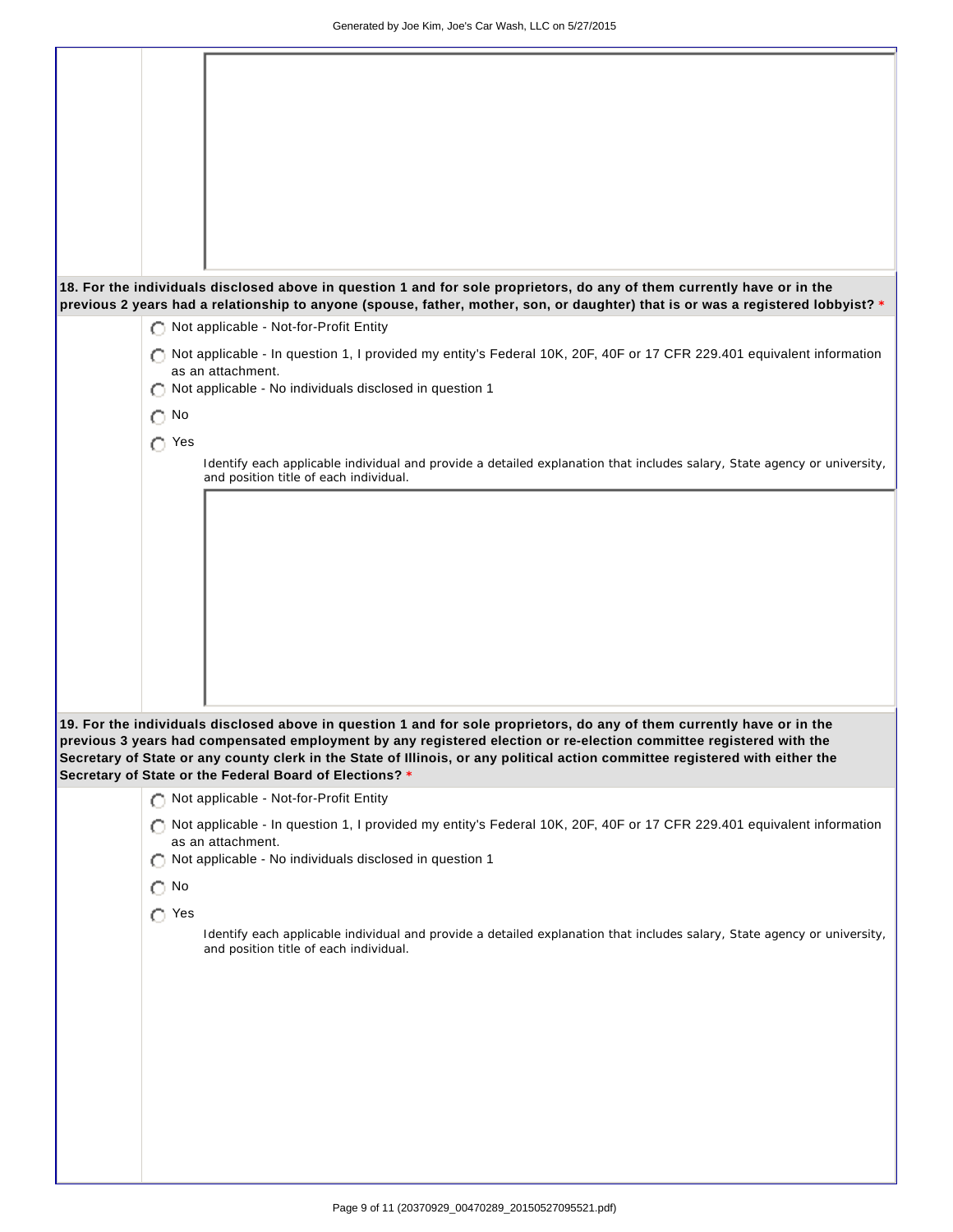**18. For the individuals disclosed above in question 1 and for sole proprietors, do any of them currently have or in the previous 2 years had a relationship to anyone (spouse, father, mother, son, or daughter) that is or was a registered lobbyist? \***

- ◯ Not applicable - Not-for-Profit Entity
- ◯ Not applicable - In question 1, I provided my entity's Federal 10K, 20F, 40F or 17 CFR 229.401 equivalent information as an attachment.
- ◯ Not applicable - No individuals disclosed in question 1
- ◯ No
- ◯ Yes

  Identify each applicable individual and provide a detailed explanation that includes salary, State agency or university, and position title of each individual.

**19. For the individuals disclosed above in question 1 and for sole proprietors, do any of them currently have or in the previous 3 years had compensated employment by any registered election or re-election committee registered with the Secretary of State or any county clerk in the State of Illinois, or any political action committee registered with either the Secretary of State or the Federal Board of Elections? \***

- ◯ Not applicable - Not-for-Profit Entity
- ◯ Not applicable - In question 1, I provided my entity's Federal 10K, 20F, 40F or 17 CFR 229.401 equivalent information as an attachment.
- ◯ Not applicable - No individuals disclosed in question 1
- ◯ No
- ◯ Yes

  Identify each applicable individual and provide a detailed explanation that includes salary, State agency or university, and position title of each individual.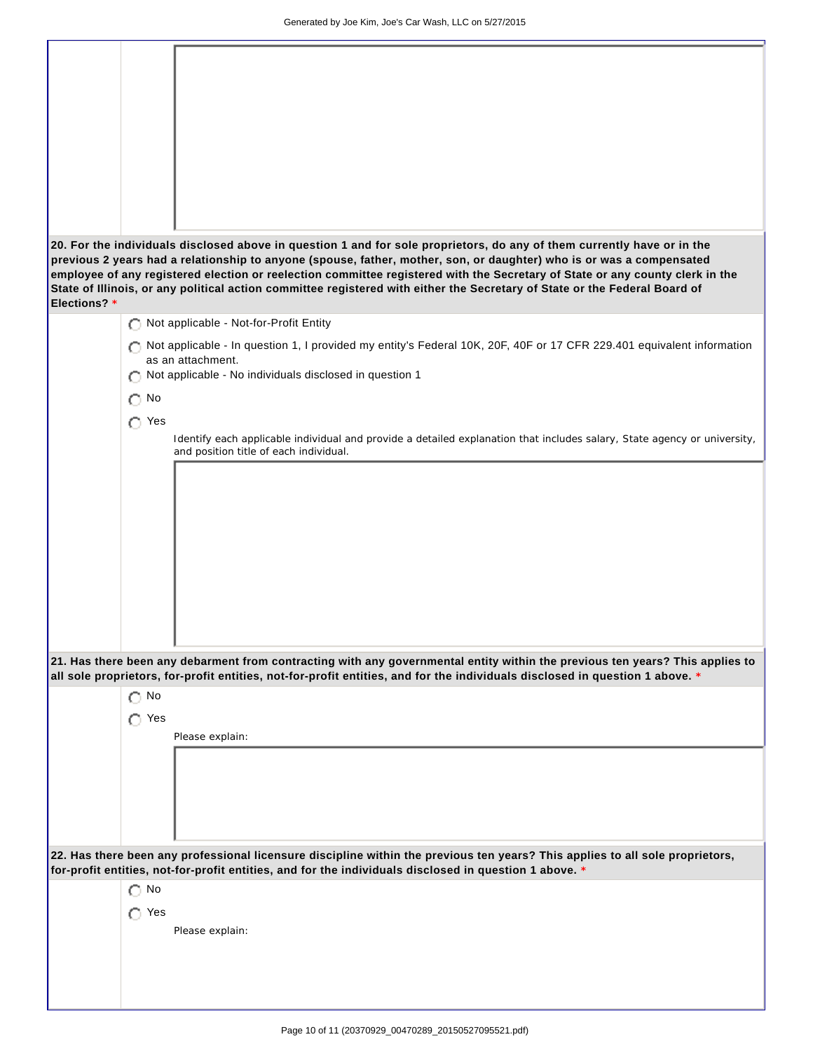**20. For the individuals disclosed above in question 1 and for sole proprietors, do any of them currently have or in the previous 2 years had a relationship to anyone (spouse, father, mother, son, or daughter) who is or was a compensated employee of any registered election or reelection committee registered with the Secretary of State or any county clerk in the State of Illinois, or any political action committee registered with either the Secretary of State or the Federal Board of Elections? \***

- ○ Not applicable - Not-for-Profit Entity
- ○ Not applicable - In question 1, I provided my entity's Federal 10K, 20F, 40F or 17 CFR 229.401 equivalent information as an attachment.
- ○ Not applicable - No individuals disclosed in question 1
- ○ No
- ○ Yes

Identify each applicable individual and provide a detailed explanation that includes salary, State agency or university, and position title of each individual.

**21. Has there been any debarment from contracting with any governmental entity within the previous ten years? This applies to all sole proprietors, for-profit entities, not-for-profit entities, and for the individuals disclosed in question 1 above. \***

- ○ No
- ○ Yes

Please explain:

**22. Has there been any professional licensure discipline within the previous ten years? This applies to all sole proprietors, for-profit entities, not-for-profit entities, and for the individuals disclosed in question 1 above. \***

- ○ No
- ○ Yes

Please explain: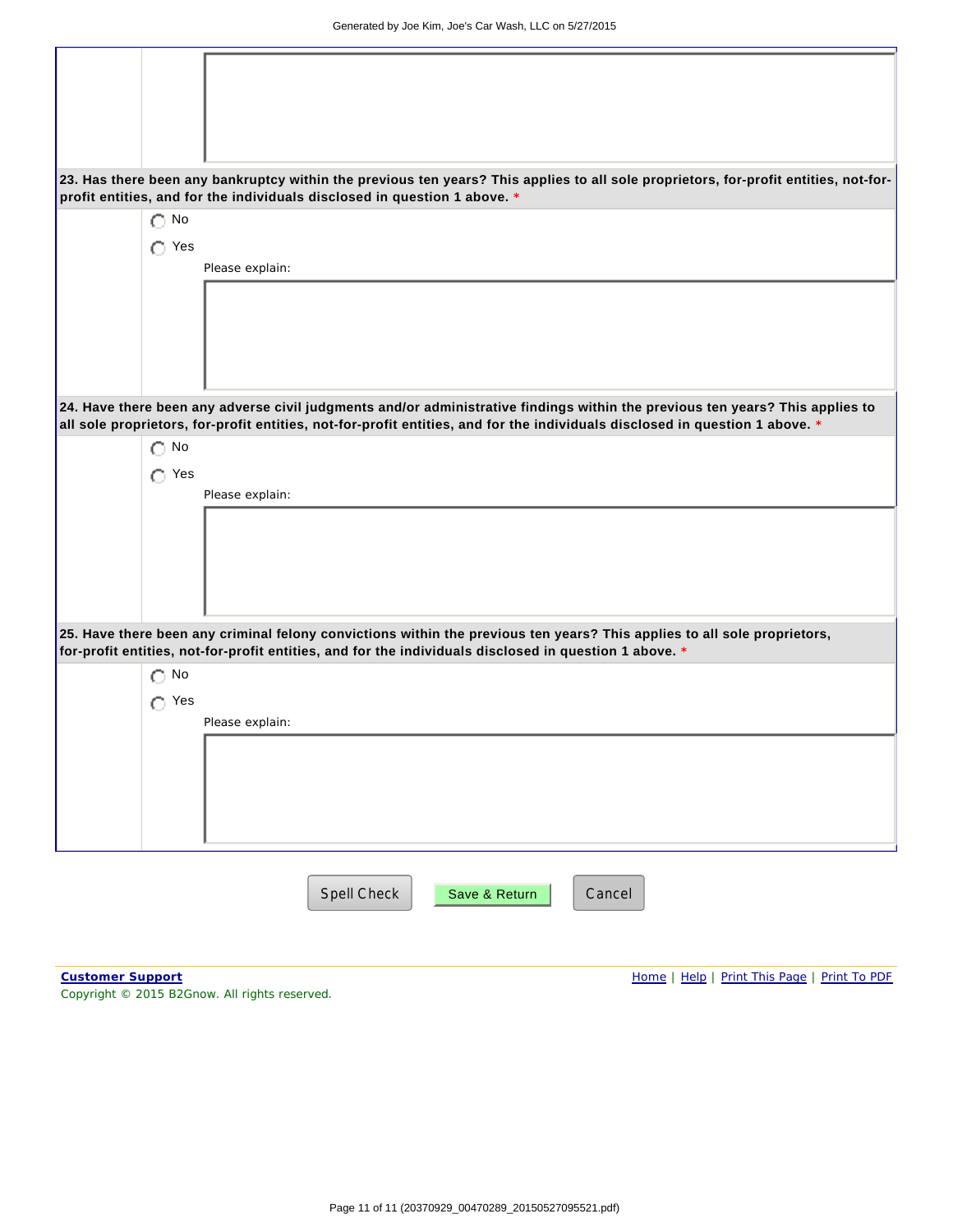**23. Has there been any bankruptcy within the previous ten years? This applies to all sole proprietors, for-profit entities, not-for-profit entities, and for the individuals disclosed in question 1 above. ***

- No
- Yes

Please explain:

**24. Have there been any adverse civil judgments and/or administrative findings within the previous ten years? This applies to all sole proprietors, for-profit entities, not-for-profit entities, and for the individuals disclosed in question 1 above. ***

- No
- Yes

Please explain:

**25. Have there been any criminal felony convictions within the previous ten years? This applies to all sole proprietors, for-profit entities, not-for-profit entities, and for the individuals disclosed in question 1 above. ***

- No
- Yes

Please explain:

Spell Check | Save & Return | Cancel

**Customer Support**

Copyright © 2015 B2Gnow. All rights reserved.

Home | Help | Print This Page | Print To PDF